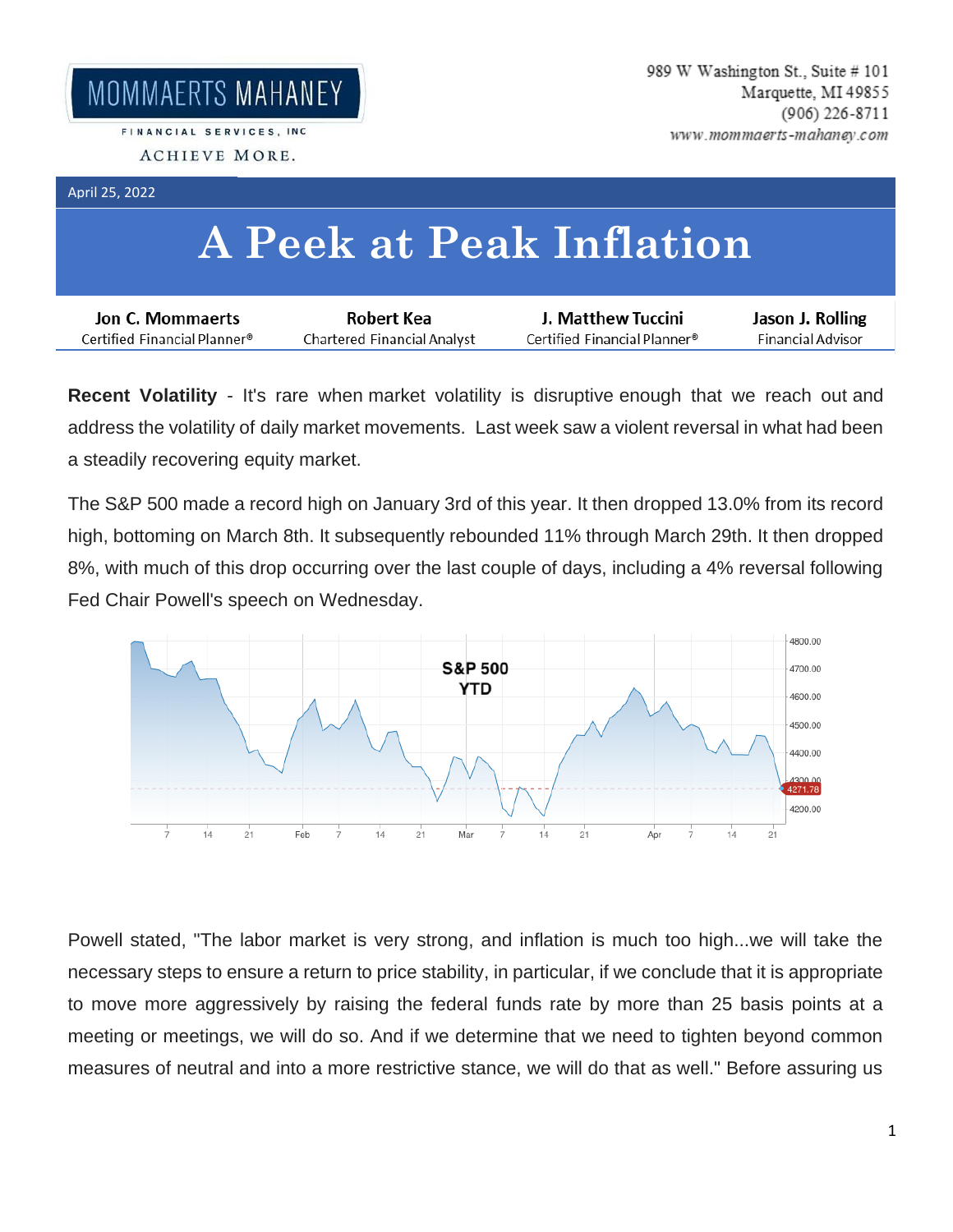MOMMAERTS MAHANEY

FINANCIAL SERVICES, INC

ACHIEVE MORE.

989 W Washington St., Suite # 101
Marquette, MI 49855
(906) 226-8711
www.mommaerts-mahaney.com

April 25, 2022

# A Peek at Peak Inflation

| Jon C. Mommaerts | Robert Kea | J. Matthew Tuccini | Jason J. Rolling |
|---|---|---|---|
| Certified Financial Planner® | Chartered Financial Analyst | Certified Financial Planner® | Financial Advisor |

**Recent Volatility** - It's rare when market volatility is disruptive enough that we reach out and address the volatility of daily market movements. Last week saw a violent reversal in what had been a steadily recovering equity market.

The S&P 500 made a record high on January 3rd of this year. It then dropped 13.0% from its record high, bottoming on March 8th. It subsequently rebounded 11% through March 29th. It then dropped 8%, with much of this drop occurring over the last couple of days, including a 4% reversal following Fed Chair Powell's speech on Wednesday.

S&P 500 YTD

Powell stated, "The labor market is very strong, and inflation is much too high...we will take the necessary steps to ensure a return to price stability, in particular, if we conclude that it is appropriate to move more aggressively by raising the federal funds rate by more than 25 basis points at a meeting or meetings, we will do so. And if we determine that we need to tighten beyond common measures of neutral and into a more restrictive stance, we will do that as well." Before assuring us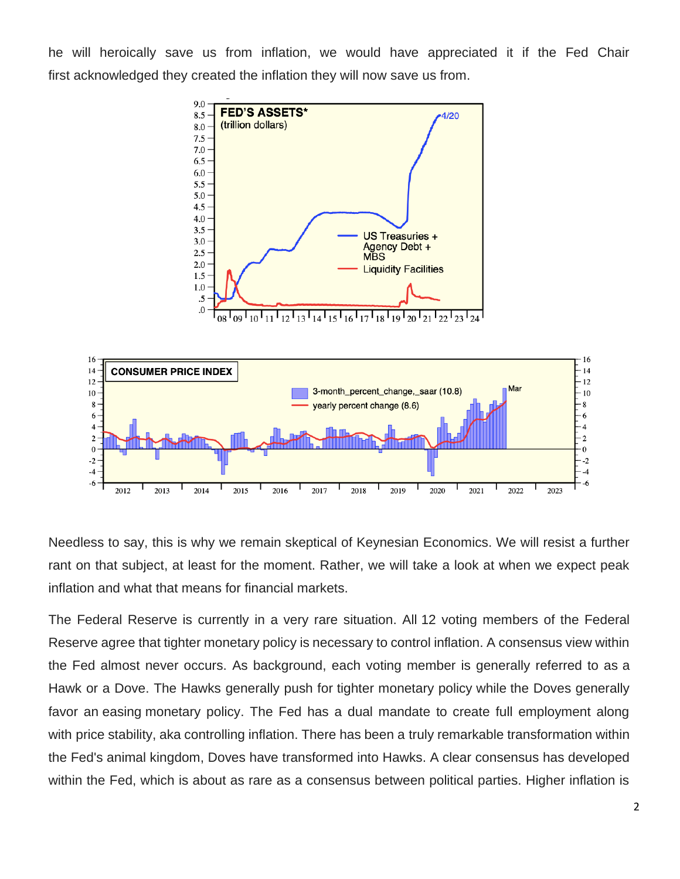he will heroically save us from inflation, we would have appreciated it if the Fed Chair first acknowledged they created the inflation they will now save us from.

Needless to say, this is why we remain skeptical of Keynesian Economics. We will resist a further rant on that subject, at least for the moment. Rather, we will take a look at when we expect peak inflation and what that means for financial markets.

The Federal Reserve is currently in a very rare situation. All 12 voting members of the Federal Reserve agree that tighter monetary policy is necessary to control inflation. A consensus view within the Fed almost never occurs. As background, each voting member is generally referred to as a Hawk or a Dove. The Hawks generally push for tighter monetary policy while the Doves generally favor an easing monetary policy. The Fed has a dual mandate to create full employment along with price stability, aka controlling inflation. There has been a truly remarkable transformation within the Fed's animal kingdom, Doves have transformed into Hawks. A clear consensus has developed within the Fed, which is about as rare as a consensus between political parties. Higher inflation is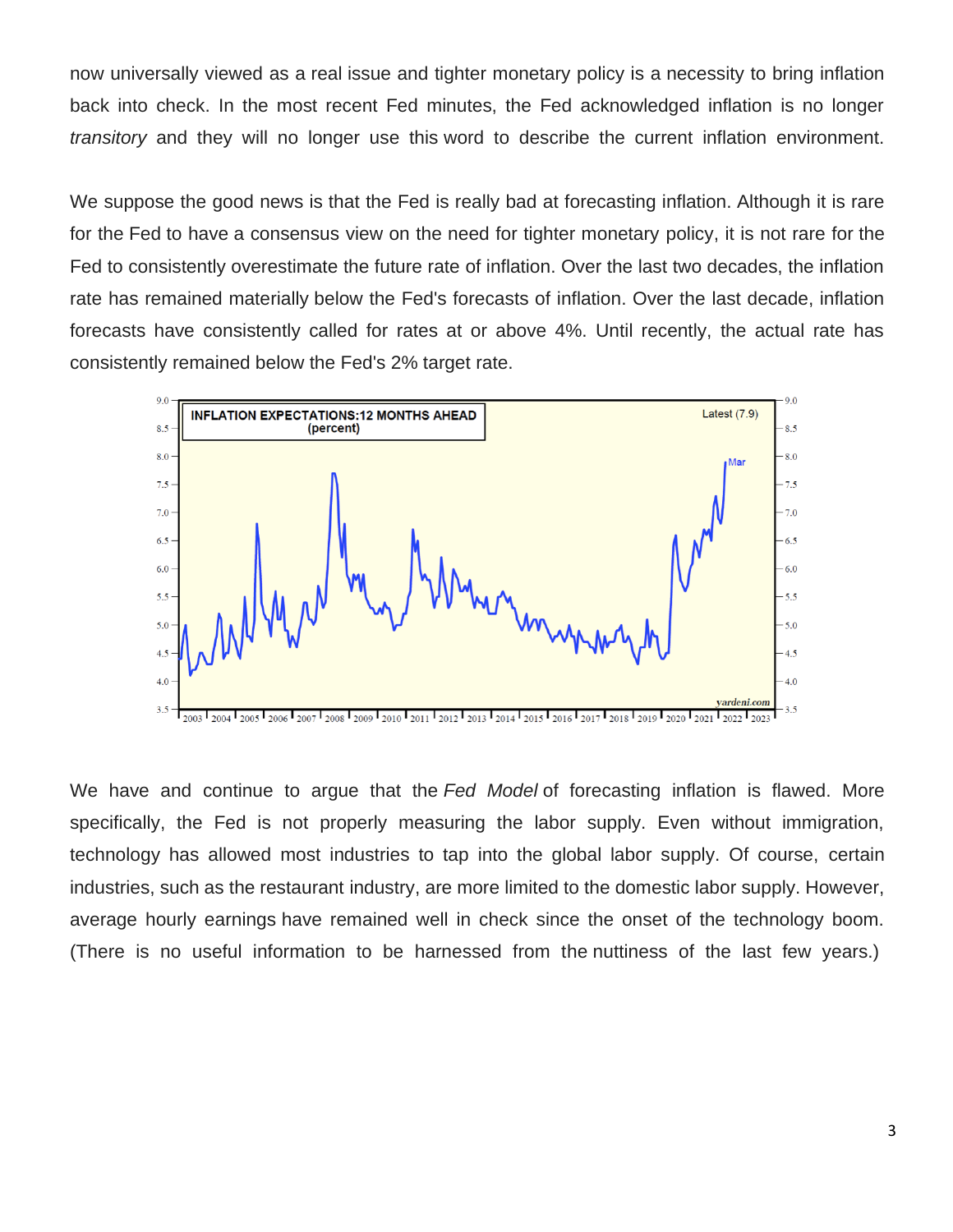now universally viewed as a real issue and tighter monetary policy is a necessity to bring inflation back into check. In the most recent Fed minutes, the Fed acknowledged inflation is no longer *transitory* and they will no longer use this word to describe the current inflation environment.

We suppose the good news is that the Fed is really bad at forecasting inflation. Although it is rare for the Fed to have a consensus view on the need for tighter monetary policy, it is not rare for the Fed to consistently overestimate the future rate of inflation. Over the last two decades, the inflation rate has remained materially below the Fed's forecasts of inflation. Over the last decade, inflation forecasts have consistently called for rates at or above 4%. Until recently, the actual rate has consistently remained below the Fed's 2% target rate.

We have and continue to argue that the *Fed Model* of forecasting inflation is flawed. More specifically, the Fed is not properly measuring the labor supply. Even without immigration, technology has allowed most industries to tap into the global labor supply. Of course, certain industries, such as the restaurant industry, are more limited to the domestic labor supply. However, average hourly earnings have remained well in check since the onset of the technology boom. (There is no useful information to be harnessed from the nuttiness of the last few years.)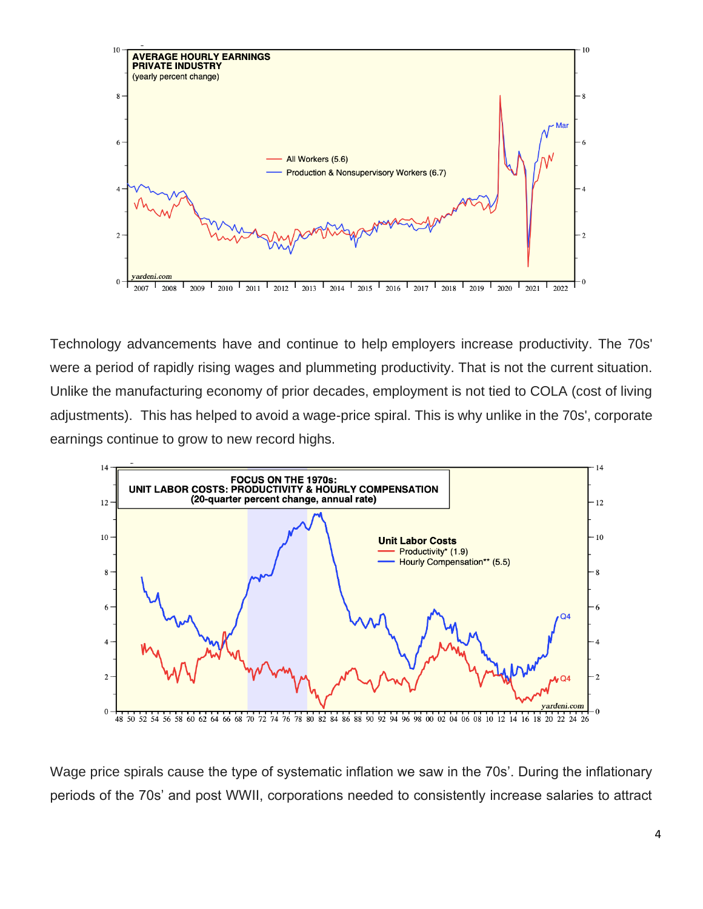Technology advancements have and continue to help employers increase productivity. The 70s' were a period of rapidly rising wages and plummeting productivity. That is not the current situation. Unlike the manufacturing economy of prior decades, employment is not tied to COLA (cost of living adjustments). This has helped to avoid a wage-price spiral. This is why unlike in the 70s', corporate earnings continue to grow to new record highs.

Wage price spirals cause the type of systematic inflation we saw in the 70s'. During the inflationary periods of the 70s' and post WWII, corporations needed to consistently increase salaries to attract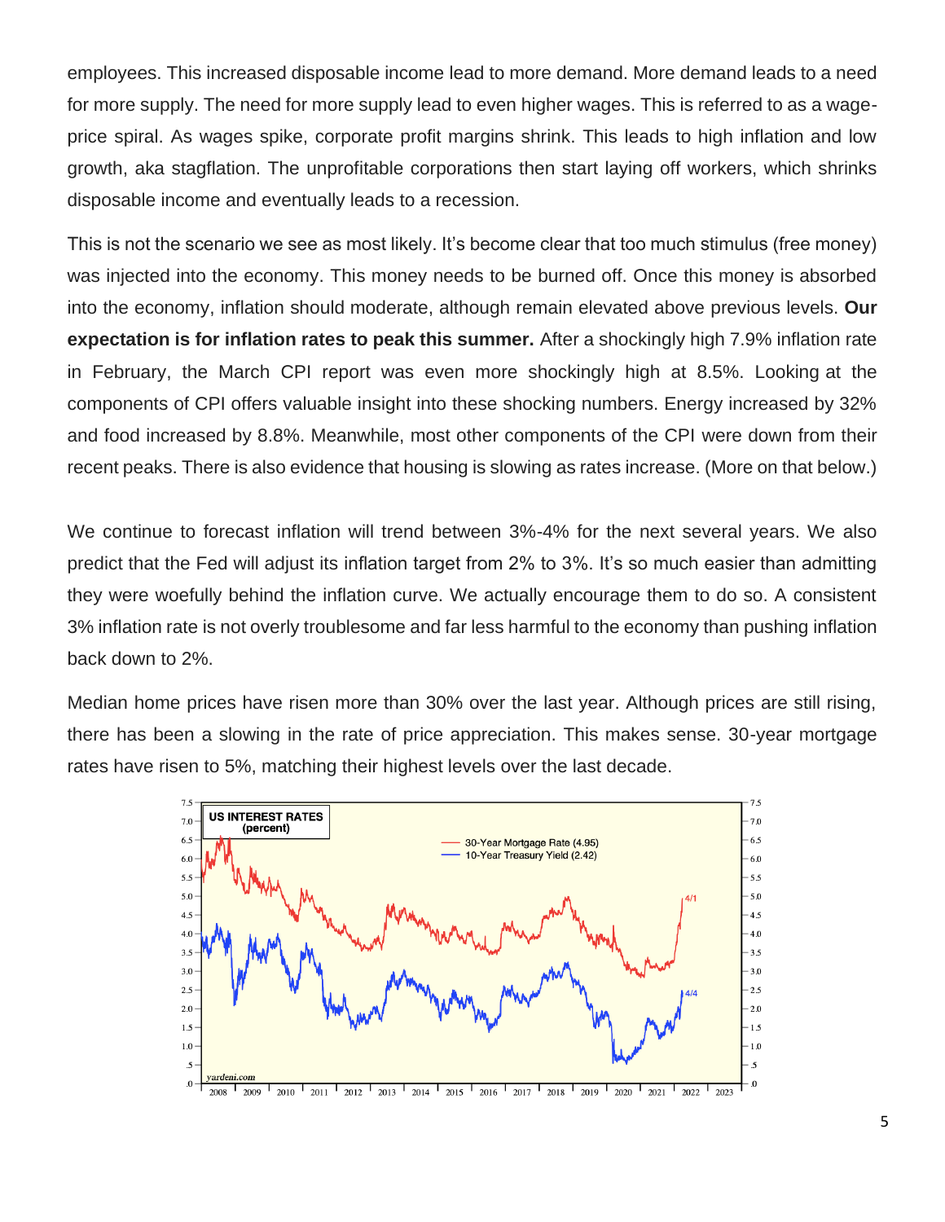employees. This increased disposable income lead to more demand. More demand leads to a need for more supply. The need for more supply lead to even higher wages. This is referred to as a wage-price spiral. As wages spike, corporate profit margins shrink. This leads to high inflation and low growth, aka stagflation. The unprofitable corporations then start laying off workers, which shrinks disposable income and eventually leads to a recession.

This is not the scenario we see as most likely. It's become clear that too much stimulus (free money) was injected into the economy. This money needs to be burned off. Once this money is absorbed into the economy, inflation should moderate, although remain elevated above previous levels. **Our expectation is for inflation rates to peak this summer.** After a shockingly high 7.9% inflation rate in February, the March CPI report was even more shockingly high at 8.5%. Looking at the components of CPI offers valuable insight into these shocking numbers. Energy increased by 32% and food increased by 8.8%. Meanwhile, most other components of the CPI were down from their recent peaks. There is also evidence that housing is slowing as rates increase. (More on that below.)

We continue to forecast inflation will trend between 3%-4% for the next several years. We also predict that the Fed will adjust its inflation target from 2% to 3%. It's so much easier than admitting they were woefully behind the inflation curve. We actually encourage them to do so. A consistent 3% inflation rate is not overly troublesome and far less harmful to the economy than pushing inflation back down to 2%.

Median home prices have risen more than 30% over the last year. Although prices are still rising, there has been a slowing in the rate of price appreciation. This makes sense. 30-year mortgage rates have risen to 5%, matching their highest levels over the last decade.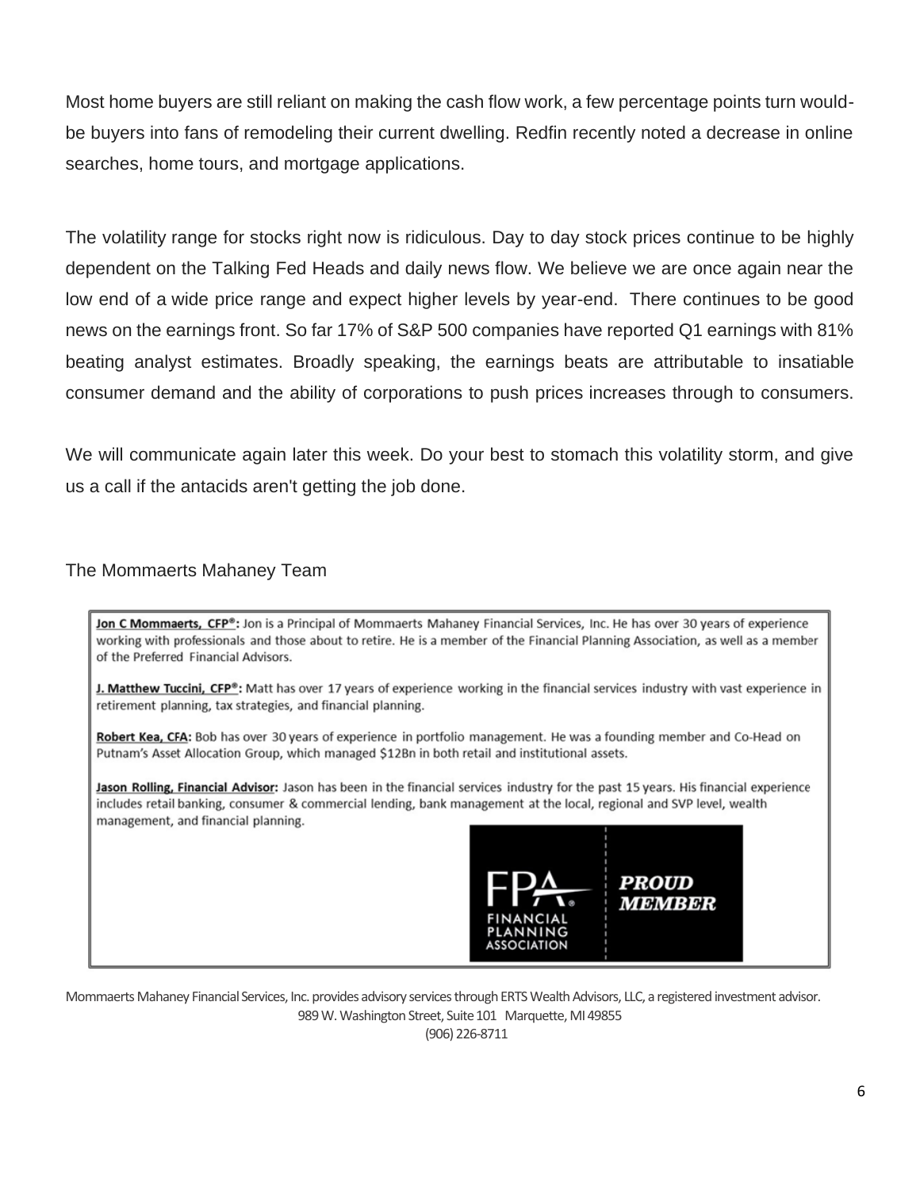Most home buyers are still reliant on making the cash flow work, a few percentage points turn would-be buyers into fans of remodeling their current dwelling. Redfin recently noted a decrease in online searches, home tours, and mortgage applications.

The volatility range for stocks right now is ridiculous. Day to day stock prices continue to be highly dependent on the Talking Fed Heads and daily news flow. We believe we are once again near the low end of a wide price range and expect higher levels by year-end. There continues to be good news on the earnings front. So far 17% of S&P 500 companies have reported Q1 earnings with 81% beating analyst estimates. Broadly speaking, the earnings beats are attributable to insatiable consumer demand and the ability of corporations to push prices increases through to consumers.

We will communicate again later this week. Do your best to stomach this volatility storm, and give us a call if the antacids aren't getting the job done.

The Mommaerts Mahaney Team

**Jon C Mommaerts, CFP®:** Jon is a Principal of Mommaerts Mahaney Financial Services, Inc. He has over 30 years of experience working with professionals and those about to retire. He is a member of the Financial Planning Association, as well as a member of the Preferred Financial Advisors.

**J. Matthew Tuccini, CFP®:** Matt has over 17 years of experience working in the financial services industry with vast experience in retirement planning, tax strategies, and financial planning.

**Robert Kea, CFA:** Bob has over 30 years of experience in portfolio management. He was a founding member and Co-Head on Putnam's Asset Allocation Group, which managed $12Bn in both retail and institutional assets.

**Jason Rolling, Financial Advisor:** Jason has been in the financial services industry for the past 15 years. His financial experience includes retail banking, consumer & commercial lending, bank management at the local, regional and SVP level, wealth management, and financial planning.

FPA FINANCIAL PLANNING ASSOCIATION | PROUD MEMBER

Mommaerts Mahaney Financial Services, Inc. provides advisory services through ERTS Wealth Advisors, LLC, a registered investment advisor.
989 W. Washington Street, Suite 101 Marquette, MI 49855
(906) 226-8711